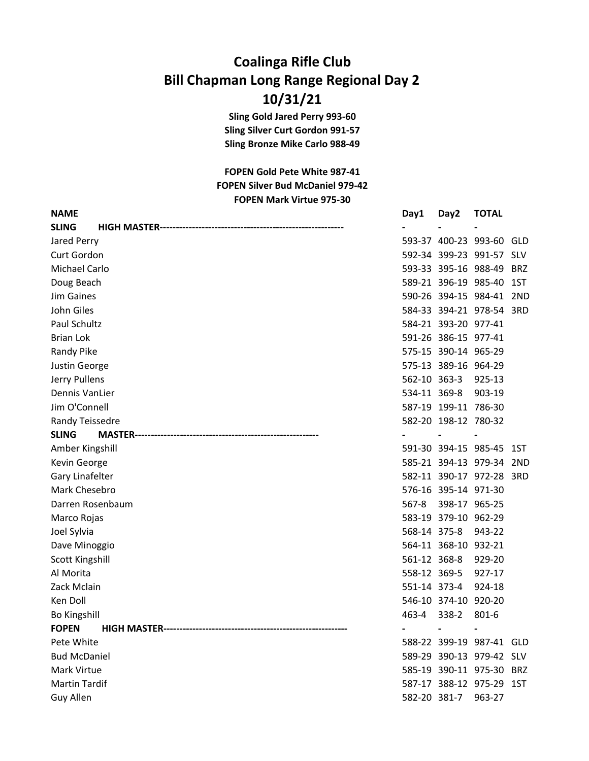# Coalinga Rifle Club
# Bill Chapman Long Range Regional Day 2
# 10/31/21

**Sling Gold Jared Perry 993-60**
**Sling Silver Curt Gordon 991-57**
**Sling Bronze Mike Carlo 988-49**

**FOPEN Gold Pete White 987-41**
**FOPEN Silver Bud McDaniel 979-42**
**FOPEN Mark Virtue 975-30**

| NAME | Day1 | Day2 | TOTAL | |
|---|---|---|---|---|
| **SLING HIGH MASTER** | - | - | - | |
| Jared Perry | 593-37 | 400-23 | 993-60 | GLD |
| Curt Gordon | 592-34 | 399-23 | 991-57 | SLV |
| Michael Carlo | 593-33 | 395-16 | 988-49 | BRZ |
| Doug Beach | 589-21 | 396-19 | 985-40 | 1ST |
| Jim Gaines | 590-26 | 394-15 | 984-41 | 2ND |
| John Giles | 584-33 | 394-21 | 978-54 | 3RD |
| Paul Schultz | 584-21 | 393-20 | 977-41 | |
| Brian Lok | 591-26 | 386-15 | 977-41 | |
| Randy Pike | 575-15 | 390-14 | 965-29 | |
| Justin George | 575-13 | 389-16 | 964-29 | |
| Jerry Pullens | 562-10 | 363-3 | 925-13 | |
| Dennis VanLier | 534-11 | 369-8 | 903-19 | |
| Jim O'Connell | 587-19 | 199-11 | 786-30 | |
| Randy Teissedre | 582-20 | 198-12 | 780-32 | |
| **SLING MASTER** | - | - | - | |
| Amber Kingshill | 591-30 | 394-15 | 985-45 | 1ST |
| Kevin George | 585-21 | 394-13 | 979-34 | 2ND |
| Gary Linafelter | 582-11 | 390-17 | 972-28 | 3RD |
| Mark Chesebro | 576-16 | 395-14 | 971-30 | |
| Darren Rosenbaum | 567-8 | 398-17 | 965-25 | |
| Marco Rojas | 583-19 | 379-10 | 962-29 | |
| Joel Sylvia | 568-14 | 375-8 | 943-22 | |
| Dave Minoggio | 564-11 | 368-10 | 932-21 | |
| Scott Kingshill | 561-12 | 368-8 | 929-20 | |
| Al Morita | 558-12 | 369-5 | 927-17 | |
| Zack Mclain | 551-14 | 373-4 | 924-18 | |
| Ken Doll | 546-10 | 374-10 | 920-20 | |
| Bo Kingshill | 463-4 | 338-2 | 801-6 | |
| **FOPEN HIGH MASTER** | - | - | - | |
| Pete White | 588-22 | 399-19 | 987-41 | GLD |
| Bud McDaniel | 589-29 | 390-13 | 979-42 | SLV |
| Mark Virtue | 585-19 | 390-11 | 975-30 | BRZ |
| Martin Tardif | 587-17 | 388-12 | 975-29 | 1ST |
| Guy Allen | 582-20 | 381-7 | 963-27 | |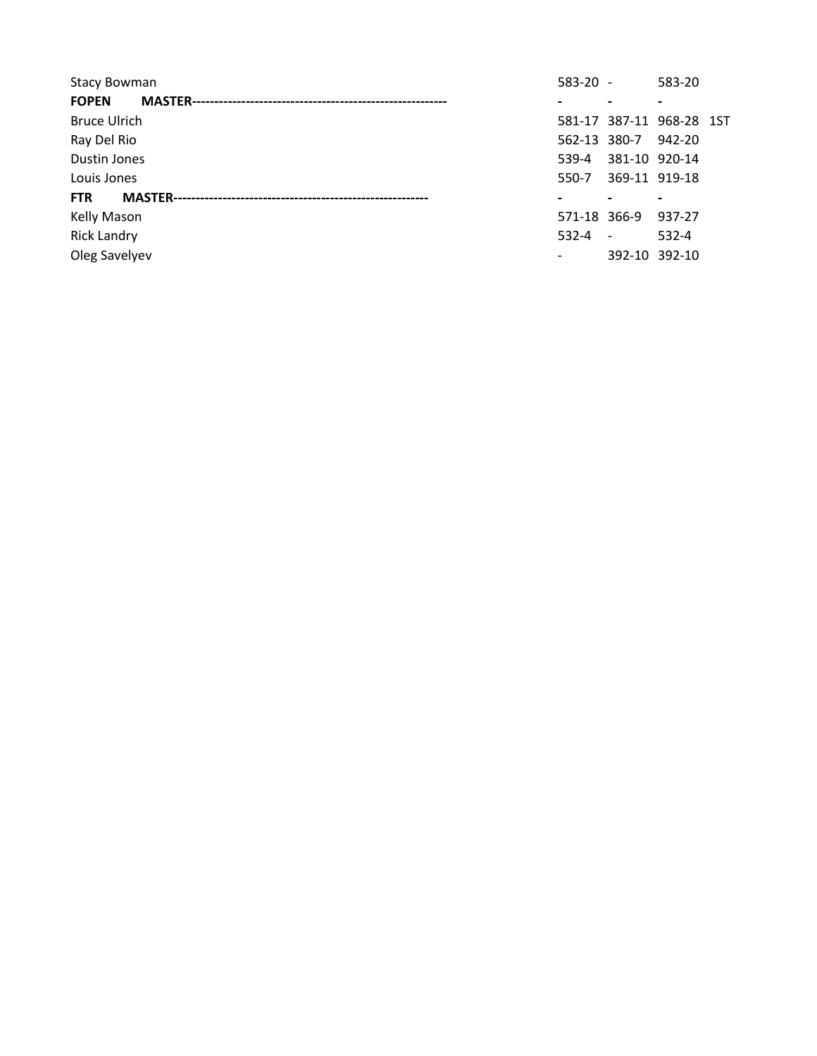| | | | | |
|---|---|---|---|---|
| Stacy Bowman | 583-20 | - | 583-20 | |
| **FOPEN MASTER**------------------------------------------------------- | - | - | - | |
| Bruce Ulrich | 581-17 | 387-11 | 968-28 | 1ST |
| Ray Del Rio | 562-13 | 380-7 | 942-20 | |
| Dustin Jones | 539-4 | 381-10 | 920-14 | |
| Louis Jones | 550-7 | 369-11 | 919-18 | |
| **FTR MASTER**------------------------------------------------------- | - | - | - | |
| Kelly Mason | 571-18 | 366-9 | 937-27 | |
| Rick Landry | 532-4 | - | 532-4 | |
| Oleg Savelyev | - | 392-10 | 392-10 | |